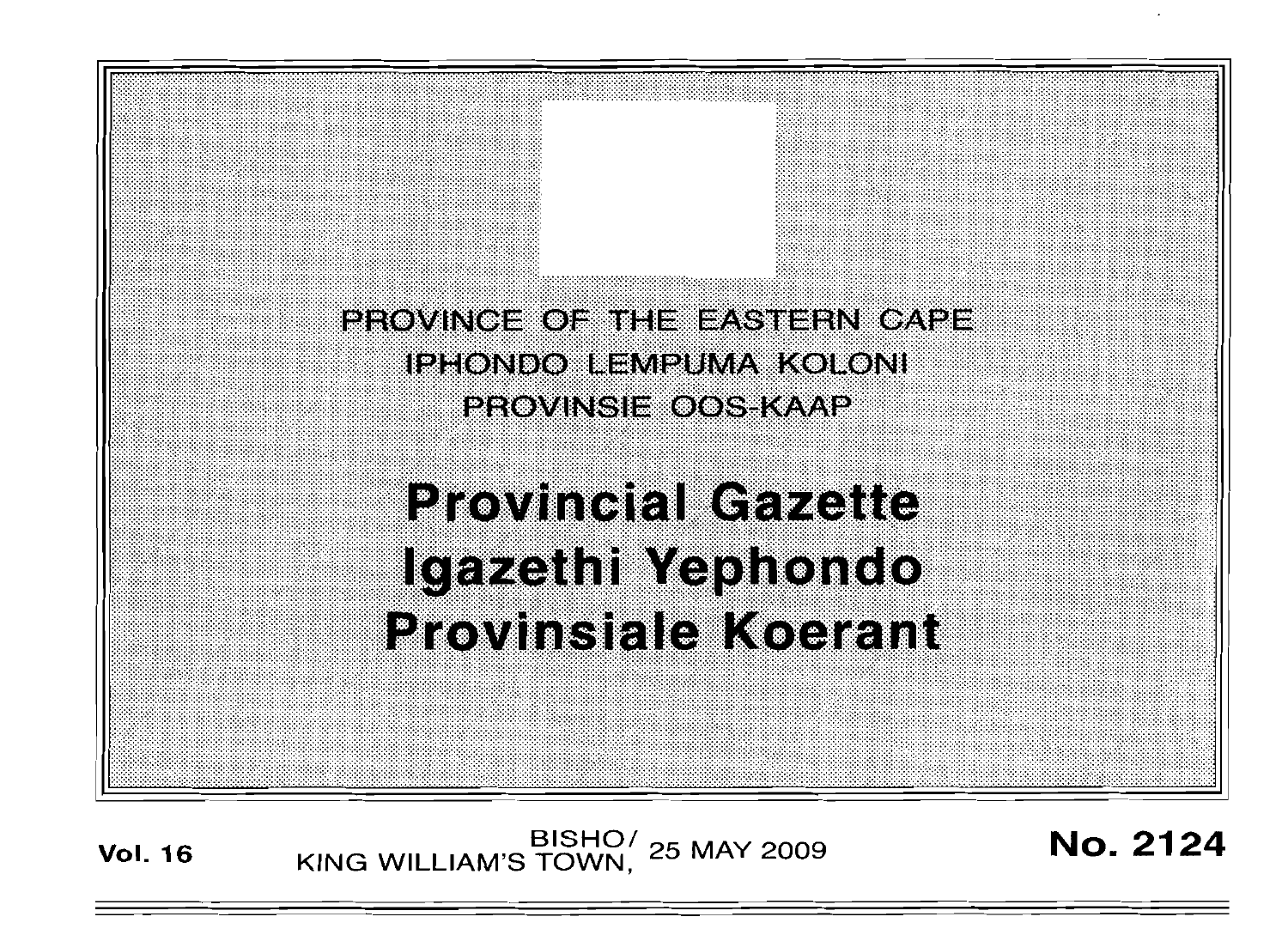PROVINCE OF THE EASTERN CAPE
IPHONDO LEMPUMA KOLONI
PROVINSIE OOS-KAAP

# Provincial Gazette
# Igazethi Yephondo
# Provinsiale Koerant

**Vol. 16** BISHO/ KING WILLIAM'S TOWN, 25 MAY 2009 **No. 2124**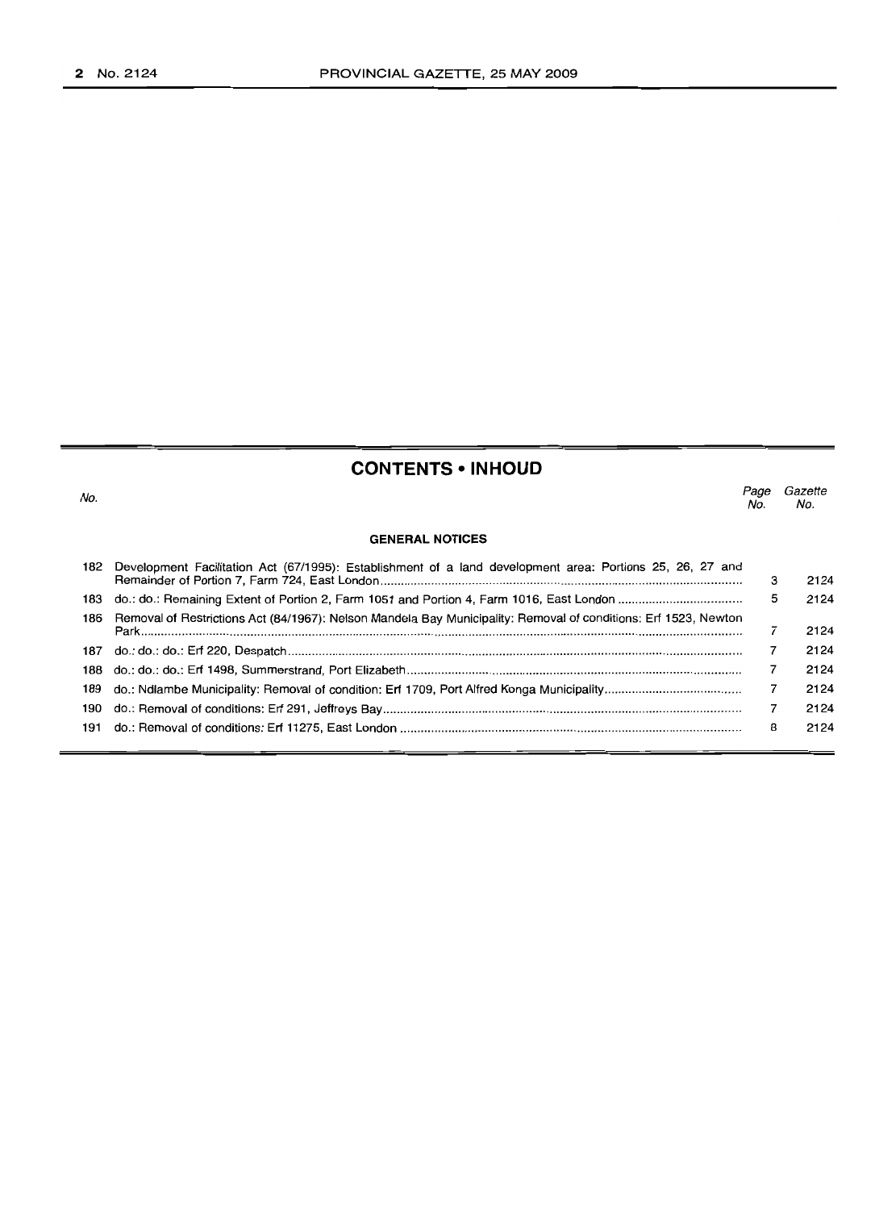## CONTENTS • INHOUD

| No. | | Page No. | Gazette No. |
|---|---|---|---|
| | **GENERAL NOTICES** | | |
| 182 | Development Facilitation Act (67/1995): Establishment of a land development area: Portions 25, 26, 27 and Remainder of Portion 7, Farm 724, East London | 3 | 2124 |
| 183 | do.: do.: Remaining Extent of Portion 2, Farm 1051 and Portion 4, Farm 1016, East London | 5 | 2124 |
| 186 | Removal of Restrictions Act (84/1967): Nelson Mandela Bay Municipality: Removal of conditions: Erf 1523, Newton Park | 7 | 2124 |
| 187 | do.: do.: do.: Erf 220, Despatch | 7 | 2124 |
| 188 | do.: do.: do.: Erf 1498, Summerstrand, Port Elizabeth | 7 | 2124 |
| 189 | do.: Ndlambe Municipality: Removal of condition: Erf 1709, Port Alfred Konga Municipality | 7 | 2124 |
| 190 | do.: Removal of conditions: Erf 291, Jeffreys Bay | 7 | 2124 |
| 191 | do.: Removal of conditions: Erf 11275, East London | 8 | 2124 |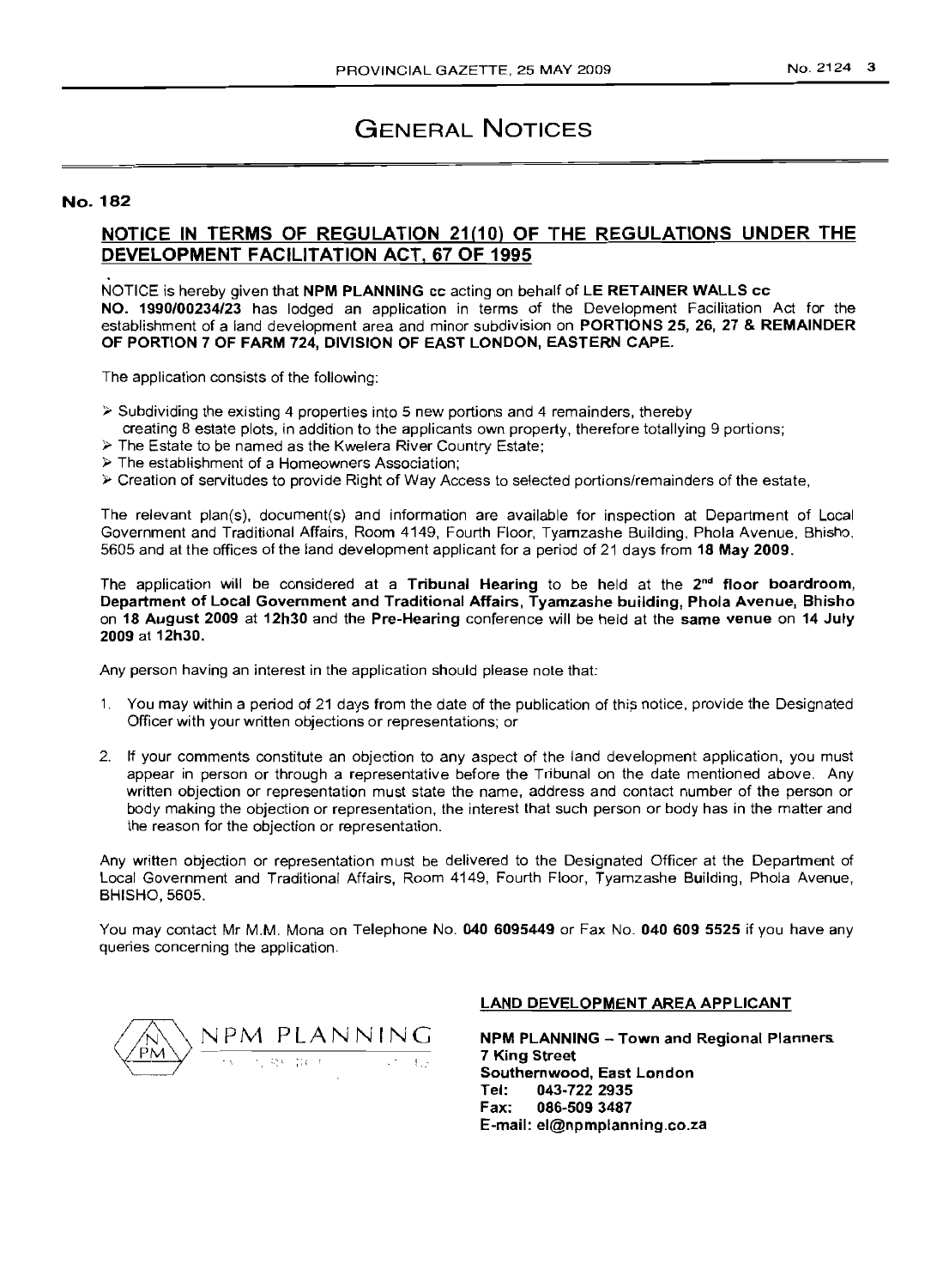# GENERAL NOTICES

## No. 182

## NOTICE IN TERMS OF REGULATION 21(10) OF THE REGULATIONS UNDER THE DEVELOPMENT FACILITATION ACT, 67 OF 1995

NOTICE is hereby given that **NPM PLANNING** cc acting on behalf of **LE RETAINER WALLS cc NO. 1990/00234/23** has lodged an application in terms of the Development Facilitation Act for the establishment of a land development area and minor subdivision on **PORTIONS 25, 26, 27 & REMAINDER OF PORTION 7 OF FARM 724, DIVISION OF EAST LONDON, EASTERN CAPE.**

The application consists of the following:

- Subdividing the existing 4 properties into 5 new portions and 4 remainders, thereby creating 8 estate plots, in addition to the applicants own property, therefore totallying 9 portions;
- The Estate to be named as the Kwelera River Country Estate;
- The establishment of a Homeowners Association;
- Creation of servitudes to provide Right of Way Access to selected portions/remainders of the estate,

The relevant plan(s), document(s) and information are available for inspection at Department of Local Government and Traditional Affairs, Room 4149, Fourth Floor, Tyamzashe Building, Phola Avenue, Bhisho, 5605 and at the offices of the land development applicant for a period of 21 days from **18 May 2009**.

The application will be considered at a **Tribunal Hearing** to be held at the **2nd floor boardroom, Department of Local Government and Traditional Affairs, Tyamzashe building, Phola Avenue, Bhisho** on **18 August 2009** at **12h30** and the **Pre-Hearing** conference will be held at the **same venue** on **14 July 2009** at **12h30.**

Any person having an interest in the application should please note that:

1. You may within a period of 21 days from the date of the publication of this notice, provide the Designated Officer with your written objections or representations; or
2. If your comments constitute an objection to any aspect of the land development application, you must appear in person or through a representative before the Tribunal on the date mentioned above. Any written objection or representation must state the name, address and contact number of the person or body making the objection or representation, the interest that such person or body has in the matter and the reason for the objection or representation.

Any written objection or representation must be delivered to the Designated Officer at the Department of Local Government and Traditional Affairs, Room 4149, Fourth Floor, Tyamzashe Building, Phola Avenue, BHISHO, 5605.

You may contact Mr M.M. Mona on Telephone No. **040 6095449** or Fax No. **040 609 5525** if you have any queries concerning the application.

NPM PLANNING

**LAND DEVELOPMENT AREA APPLICANT**

**NPM PLANNING – Town and Regional Planners**
**7 King Street**
**Southernwood, East London**
**Tel: 043-722 2935**
**Fax: 086-509 3487**
**E-mail: el@npmplanning.co.za**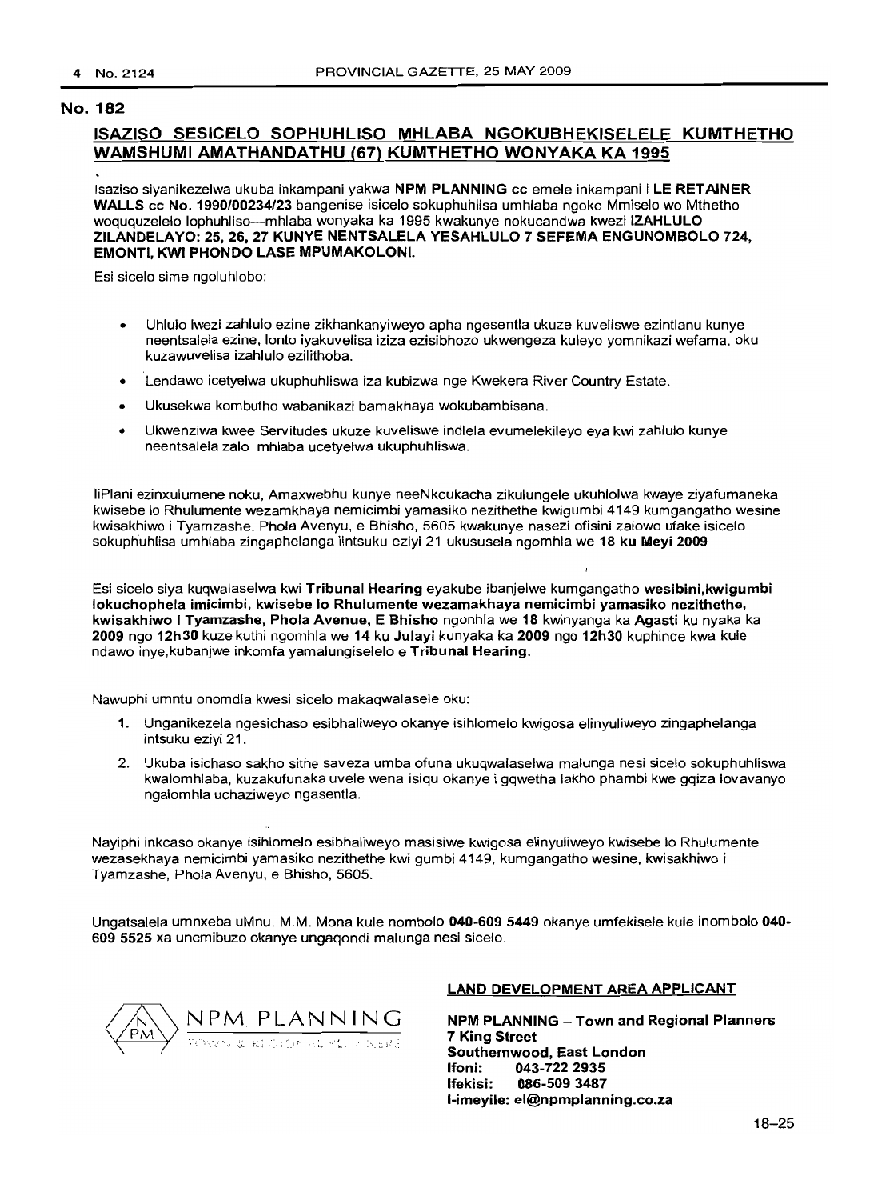**No. 182**

## ISAZISO SESICELO SOPHUHLISO MHLABA NGOKUBHEKISELELE KUMTHETHO WAMSHUMI AMATHANDATHU (67) KUMTHETHO WONYAKA KA 1995

Isaziso siyanikezelwa ukuba inkampani yakwa **NPM PLANNING** cc emele inkampani i **LE RETAINER WALLS cc No. 1990/00234/23** bangenise isicelo sokuphuhlisa umhlaba ngoko Mmiselo wo Mthetho woququzelelo lophuhliso—mhlaba wonyaka ka 1995 kwakunye nokucandwa kwezi **IZAHLULO ZILANDELAYO: 25, 26, 27 KUNYE NENTSALELA YESAHLULO 7 SEFEMA ENGUNOMBOLO 724, EMONTI, KWI PHONDO LASE MPUMAKOLONI.**

Esi sicelo sime ngoluhlobo:

- Uhlulo lwezi zahlulo ezine zikhankanyiweyo apha ngesentla ukuze kuveliswe ezintlanu kunye neentsaleia ezine, lonto iyakuvelisa iziza ezisibhozo ukwengeza kuleyo yomnikazi wefama, oku kuzawuvelisa izahlulo ezilithoba.
- Lendawo icetyelwa ukuphuhliswa iza kubizwa nge Kwekera River Country Estate.
- Ukusekwa kombutho wabanikazi bamakhaya wokubambisana.
- Ukwenziwa kwee Servitudes ukuze kuveliswe indlela evumelekileyo eya kwi zahlulo kunye neentsalela zalo mhlaba ucetyelwa ukuphuhliswa.

IiPlani ezinxulumene noku, Amaxwebhu kunye neeNkcukacha zikulungele ukuhlolwa kwaye ziyafumaneka kwisebe lo Rhulumente wezamkhaya nemicimbi yamasiko nezithethe kwigumbi 4149 kumgangatho wesine kwisakhiwo i Tyamzashe, Phola Avenyu, e Bhisho, 5605 kwakunye nasezi ofisini zalowo ufake isicelo sokuphuhlisa umhlaba zingaphelanga iintsuku eziyi 21 ukususela ngomhla we **18 ku Meyi 2009**

Esi sicelo siya kuqwalaselwa kwi **Tribunal Hearing** eyakube ibanjelwe kumgangatho **wesibini,kwigumbi lokuchophela imicimbi, kwisebe lo Rhulumente wezamakhaya nemicimbi yamasiko nezithethe, kwisakhiwo I Tyamzashe, Phola Avenue, E Bhisho** ngomhla we **18** kwinyanga ka **Agasti** ku nyaka ka **2009** ngo **12h30** kuze kuthi ngomhla we **14** ku **Julayi** kunyaka ka **2009** ngo **12h30** kuphinde kwa kule ndawo inye,kubanjwe inkomfa yamalungiselelo e **Tribunal Hearing.**

Nawuphi umntu onomdla kwesi sicelo makaqwalasele oku:

1. Unganikezela ngesichaso esibhaliweyo okanye isihlomelo kwigosa elinyuliweyo zingaphelanga intsuku eziyi 21.
2. Ukuba isichaso sakho sithe saveza umba ofuna ukuqwalaselwa malunga nesi sicelo sokuphuhliswa kwalomhlaba, kuzakufunaka uvele wena isiqu okanye i gqwetha lakho phambi kwe gqiza lovavanyo ngalomhla uchaziweyo ngasentla.

Nayiphi inkcaso okanye isihlomelo esibhaliweyo masisiwe kwigosa elinyuliweyo kwisebe lo Rhulumente wezasekhaya nemicimbi yamasiko nezithethe kwi gumbi 4149, kumgangatho wesine, kwisakhiwo i Tyamzashe, Phola Avenyu, e Bhisho, 5605.

Ungatsalela umnxeba uMnu. M.M. Mona kule nombolo **040-609 5449** okanye umfekisele kule inombolo **040-609 5525** xa unemibuzo okanye ungaqondi malunga nesi sicelo.

NPM PLANNING
TOWN & REGIONAL PLANNERS

**LAND DEVELOPMENT AREA APPLICANT**

**NPM PLANNING – Town and Regional Planners**
**7 King Street**
**Southernwood, East London**
**Ifoni: 043-722 2935**
**Ifekisi: 086-509 3487**
**I-imeyile: el@npmplanning.co.za**

18–25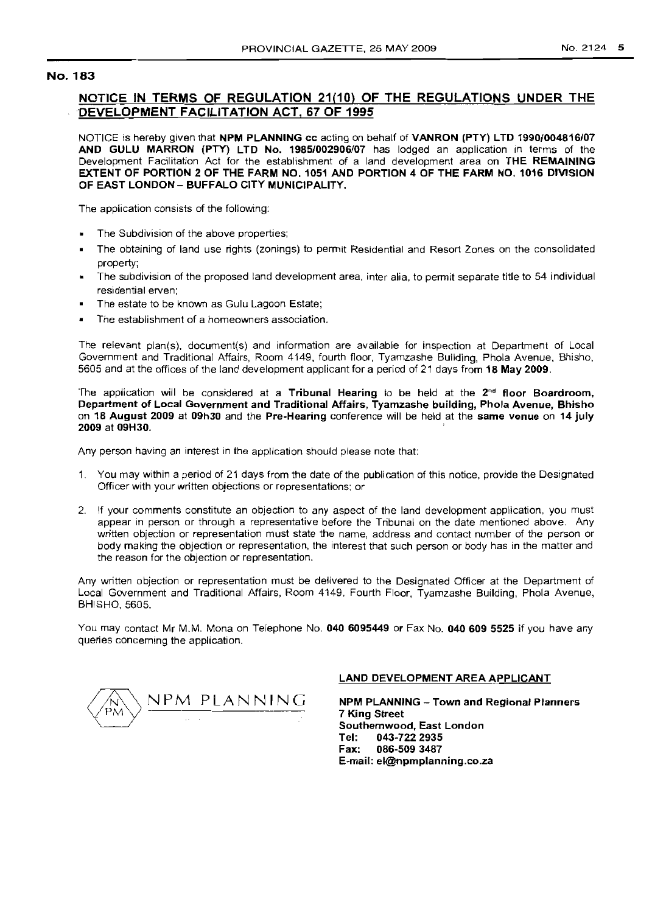**No. 183**

## NOTICE IN TERMS OF REGULATION 21(10) OF THE REGULATIONS UNDER THE DEVELOPMENT FACILITATION ACT, 67 OF 1995

NOTICE is hereby given that **NPM PLANNING cc** acting on behalf of **VANRON (PTY) LTD 1990/004816/07 AND GULU MARRON (PTY) LTD No. 1985/002906/07** has lodged an application in terms of the Development Facilitation Act for the establishment of a land development area on **THE REMAINING EXTENT OF PORTION 2 OF THE FARM NO. 1051 AND PORTION 4 OF THE FARM NO. 1016 DIVISION OF EAST LONDON – BUFFALO CITY MUNICIPALITY.**

The application consists of the following:

- The Subdivision of the above properties;
- The obtaining of land use rights (zonings) to permit Residential and Resort Zones on the consolidated property;
- The subdivision of the proposed land development area, inter alia, to permit separate title to 54 individual residential erven;
- The estate to be known as Gulu Lagoon Estate;
- The establishment of a homeowners association.

The relevant plan(s), document(s) and information are available for inspection at Department of Local Government and Traditional Affairs, Room 4149, fourth floor, Tyamzashe Building, Phola Avenue, Bhisho, 5605 and at the offices of the land development applicant for a period of 21 days from **18 May 2009**.

The application will be considered at a **Tribunal Hearing** to be held at the **2nd floor Boardroom, Department of Local Government and Traditional Affairs, Tyamzashe building, Phola Avenue, Bhisho** on **18 August 2009** at **09h30** and the **Pre-Hearing** conference will be held at the **same venue** on **14 july 2009** at **09H30.**

Any person having an interest in the application should please note that:

1. You may within a period of 21 days from the date of the publication of this notice, provide the Designated Officer with your written objections or representations; or
2. If your comments constitute an objection to any aspect of the land development application, you must appear in person or through a representative before the Tribunal on the date mentioned above. Any written objection or representation must state the name, address and contact number of the person or body making the objection or representation, the interest that such person or body has in the matter and the reason for the objection or representation.

Any written objection or representation must be delivered to the Designated Officer at the Department of Local Government and Traditional Affairs, Room 4149, Fourth Floor, Tyamzashe Building, Phola Avenue, BHISHO, 5605.

You may contact Mr M.M. Mona on Telephone No. **040 6095449** or Fax No. **040 609 5525** if you have any queries concerning the application.

NPM PLANNING

**LAND DEVELOPMENT AREA APPLICANT**

**NPM PLANNING – Town and Regional Planners**
**7 King Street**
**Southernwood, East London**
**Tel: 043-722 2935**
**Fax: 086-509 3487**
**E-mail: el@npmplanning.co.za**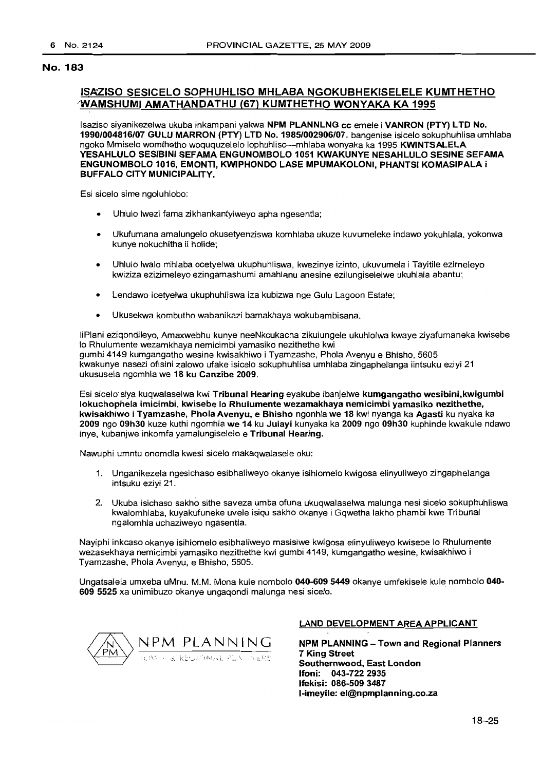**No. 183**

## ISAZISO SESICELO SOPHUHLISO MHLABA NGOKUBHEKISELELE KUMTHETHO WAMSHUMI AMATHANDATHU (67) KUMTHETHO WONYAKA KA 1995

Isaziso siyanikezelwa ukuba inkampani yakwa **NPM PLANNLNG cc** emele i **VANRON (PTY) LTD No. 1990/004816/07 GULU MARRON (PTY) LTD No. 1985/002906/07.** bangenise isicelo sokuphuhlisa umhlaba ngoko Mmiselo womthetho woququzelelo lophuhliso—mhlaba wonyaka ka 1995 **KWINTSALELA YESAHLULO SESIBINI SEFAMA ENGUNOMBOLO 1051 KWAKUNYE NESAHLULO SESINE SEFAMA ENGUNOMBOLO 1016, EMONTI, KWIPHONDO LASE MPUMAKOLONI, PHANTSI KOMASIPALA i BUFFALO CITY MUNICIPALITY.**

Esi sicelo sime ngoluhlobo:

- Uhlulo lwezi fama zikhankantyiweyo apha ngesentla;
- Ukufumana amalungelo okusetyenziswa komhlaba ukuze kuvumeleke indawo yokuhlala, yokonwa kunye nokuchitha ii holide;
- Uhlulo lwalo mhlaba ocetyelwa ukuphuhliswa, kwezinye izinto, ukuvumela i Tayitile ezimeleyo kwiziza ezizimeleyo ezingamashumi amahlanu anesine ezilungiselelwe ukuhlala abantu;
- Lendawo icetyelwa ukuphuhliswa iza kubizwa nge Gulu Lagoon Estate;
- Ukusekwa kombutho wabanikazi bamakhaya wokubambisana.

IiPlani eziqondileyo, Amaxwebhu kunye neeNkcukacha zikulungele ukuhlolwa kwaye ziyafumaneka kwisebe lo Rhulumente wezamkhaya nemicimbi yamasiko nezithethe kwi gumbi 4149 kumgangatho wesine kwisakhiwo i Tyamzashe, Phola Avenyu e Bhisho, 5605 kwakunye nasezi ofisini zalowo ufake isicelo sokuphuhlisa umhlaba zingaphelanga iintsuku eziyi 21 ukususela ngomhla we **18 ku Canzibe 2009**.

Esi sicelo siya kuqwalaselwa kwi **Tribunal Hearing** eyakube ibanjelwe **kumgangatho wesibini,kwigumbi lokuchophela imicimbi, kwisebe lo Rhulumente wezamakhaya nemicimbi yamasiko nezithethe, kwisakhiwo i Tyamzashe, Phola Avenyu, e Bhisho** ngonhla **we 18** kwi nyanga ka **Agasti** ku nyaka ka **2009** ngo **09h30** kuze kuthi ngomhla **we 14** ku **Julayi** kunyaka ka **2009** ngo **09h30** kuphinde kwakule ndawo inye, kubanjwe inkomfa yamalungiselelo e **Tribunal Hearing.**

Nawuphi umntu onomdla kwesi sicelo makaqwalasele oku:

1. Unganikezela ngesichaso esibhaliweyo okanye isihlomelo kwigosa elinyuliweyo zingaphelanga intsuku eziyi 21.
2. Ukuba isichaso sakho sithe saveza umba ofuna ukuqwalaselwa malunga nesi sicelo sokuphuhliswa kwalomhlaba, kuyakufuneke uvele isiqu sakho okanye i Gqwetha lakho phambi kwe Tribunal ngalomhla uchaziweyo ngasentla.

Nayiphi inkcaso okanye isihlomelo esibhaliweyo masisiwe kwigosa elinyuliweyo kwisebe lo Rhulumente wezasekhaya nemicimbi yamasiko nezithethe kwi gumbi 4149, kumgangatho wesine, kwisakhiwo i Tyamzashe, Phola Avenyu, e Bhisho, 5605.

Ungatsalela umxeba uMnu. M.M. Mona kule nombolo **040-609 5449** okanye umfekisele kule nombolo **040-609 5525** xa unimibuzo okanye ungaqondi malunga nesi sicelo.

NPM PLANNING
TOWN & REGIONAL PLANNERS

**LAND DEVELOPMENT AREA APPLICANT**

**NPM PLANNING – Town and Regional Planners**
**7 King Street**
**Southernwood, East London**
**Ifoni: 043-722 2935**
**Ifekisi: 086-509 3487**
**I-imeyile: el@npmplanning.co.za**

18–25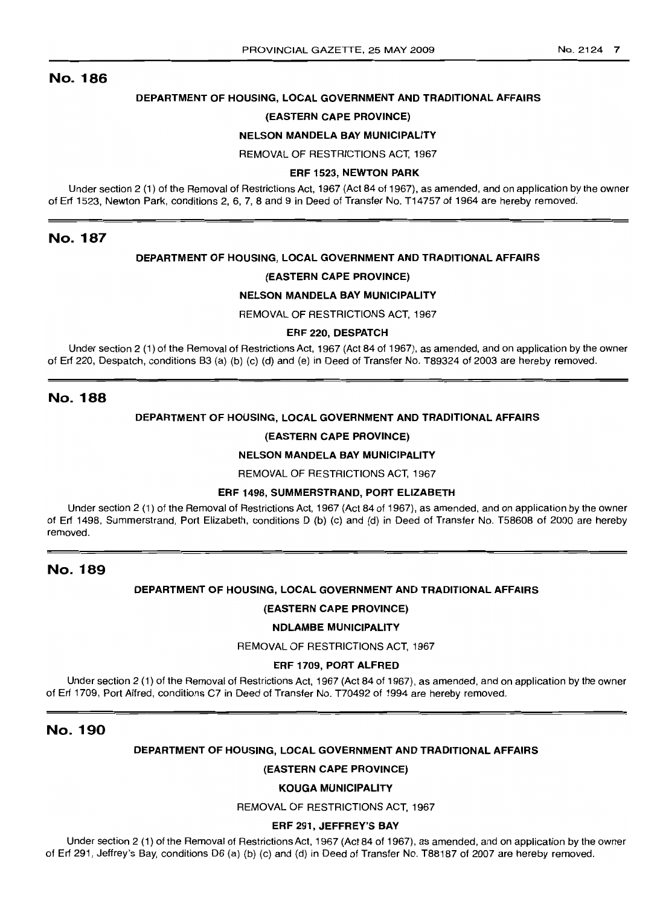## No. 186

**DEPARTMENT OF HOUSING, LOCAL GOVERNMENT AND TRADITIONAL AFFAIRS**

**(EASTERN CAPE PROVINCE)**

**NELSON MANDELA BAY MUNICIPALITY**

REMOVAL OF RESTRICTIONS ACT, 1967

**ERF 1523, NEWTON PARK**

Under section 2 (1) of the Removal of Restrictions Act, 1967 (Act 84 of 1967), as amended, and on application by the owner of Erf 1523, Newton Park, conditions 2, 6, 7, 8 and 9 in Deed of Transfer No. T14757 of 1964 are hereby removed.

## No. 187

**DEPARTMENT OF HOUSING, LOCAL GOVERNMENT AND TRADITIONAL AFFAIRS**

**(EASTERN CAPE PROVINCE)**

**NELSON MANDELA BAY MUNICIPALITY**

REMOVAL OF RESTRICTIONS ACT, 1967

**ERF 220, DESPATCH**

Under section 2 (1) of the Removal of Restrictions Act, 1967 (Act 84 of 1967), as amended, and on application by the owner of Erf 220, Despatch, conditions B3 (a) (b) (c) (d) and (e) in Deed of Transfer No. T89324 of 2003 are hereby removed.

## No. 188

**DEPARTMENT OF HOUSING, LOCAL GOVERNMENT AND TRADITIONAL AFFAIRS**

**(EASTERN CAPE PROVINCE)**

**NELSON MANDELA BAY MUNICIPALITY**

REMOVAL OF RESTRICTIONS ACT, 1967

**ERF 1498, SUMMERSTRAND, PORT ELIZABETH**

Under section 2 (1) of the Removal of Restrictions Act, 1967 (Act 84 of 1967), as amended, and on application by the owner of Erf 1498, Summerstrand, Port Elizabeth, conditions D (b) (c) and (d) in Deed of Transfer No. T58608 of 2000 are hereby removed.

## No. 189

**DEPARTMENT OF HOUSING, LOCAL GOVERNMENT AND TRADITIONAL AFFAIRS**

**(EASTERN CAPE PROVINCE)**

**NDLAMBE MUNICIPALITY**

REMOVAL OF RESTRICTIONS ACT, 1967

**ERF 1709, PORT ALFRED**

Under section 2 (1) of the Removal of Restrictions Act, 1967 (Act 84 of 1967), as amended, and on application by the owner of Erf 1709, Port Alfred, conditions C7 in Deed of Transfer No. T70492 of 1994 are hereby removed.

## No. 190

**DEPARTMENT OF HOUSING, LOCAL GOVERNMENT AND TRADITIONAL AFFAIRS**

**(EASTERN CAPE PROVINCE)**

**KOUGA MUNICIPALITY**

REMOVAL OF RESTRICTIONS ACT, 1967

**ERF 291, JEFFREY'S BAY**

Under section 2 (1) of the Removal of Restrictions Act, 1967 (Act 84 of 1967), as amended, and on application by the owner of Erf 291, Jeffrey's Bay, conditions D6 (a) (b) (c) and (d) in Deed of Transfer No. T88187 of 2007 are hereby removed.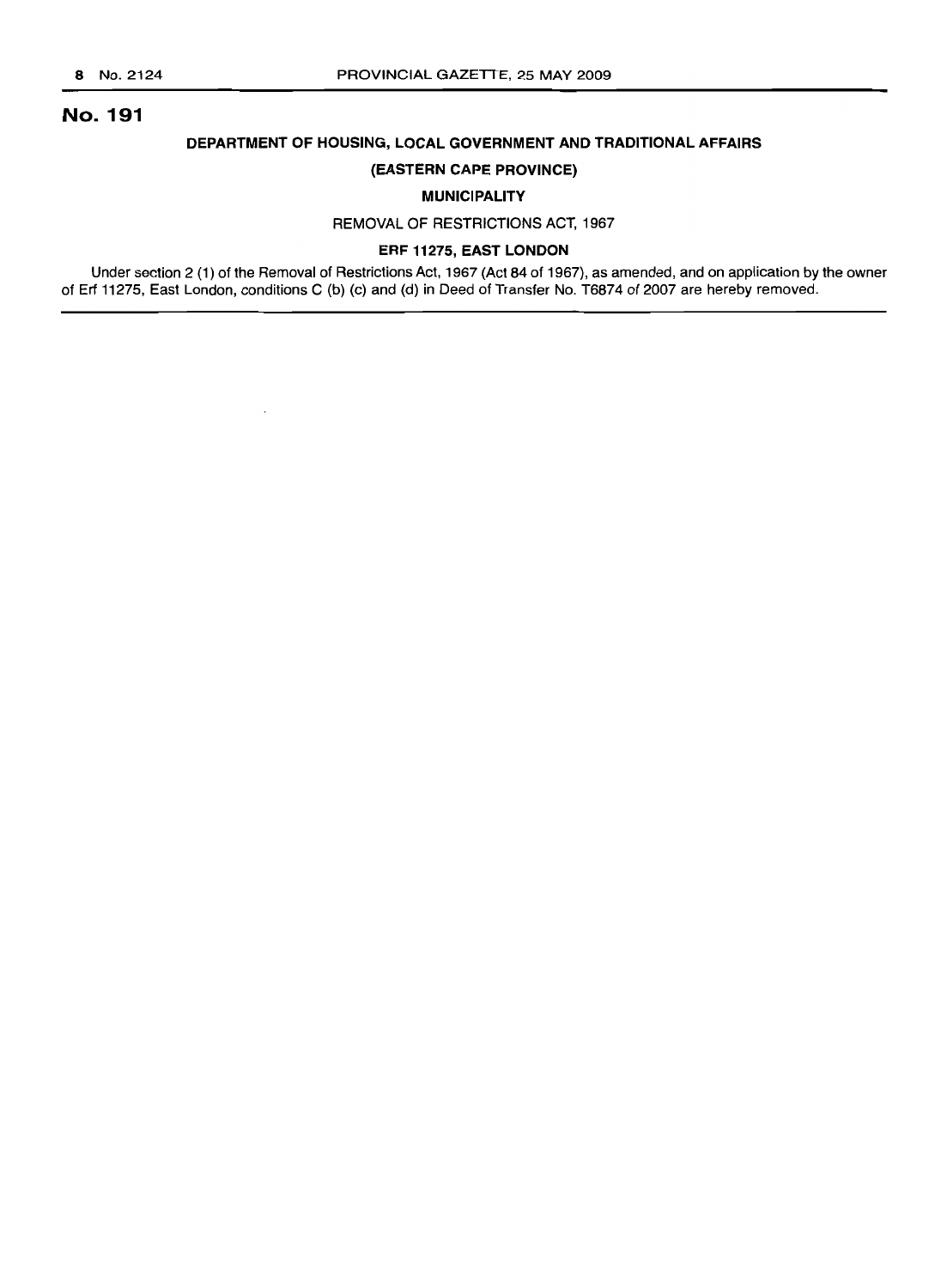## No. 191

### DEPARTMENT OF HOUSING, LOCAL GOVERNMENT AND TRADITIONAL AFFAIRS

### (EASTERN CAPE PROVINCE)

### MUNICIPALITY

REMOVAL OF RESTRICTIONS ACT, 1967

**ERF 11275, EAST LONDON**

Under section 2 (1) of the Removal of Restrictions Act, 1967 (Act 84 of 1967), as amended, and on application by the owner of Erf 11275, East London, conditions C (b) (c) and (d) in Deed of Transfer No. T6874 of 2007 are hereby removed.